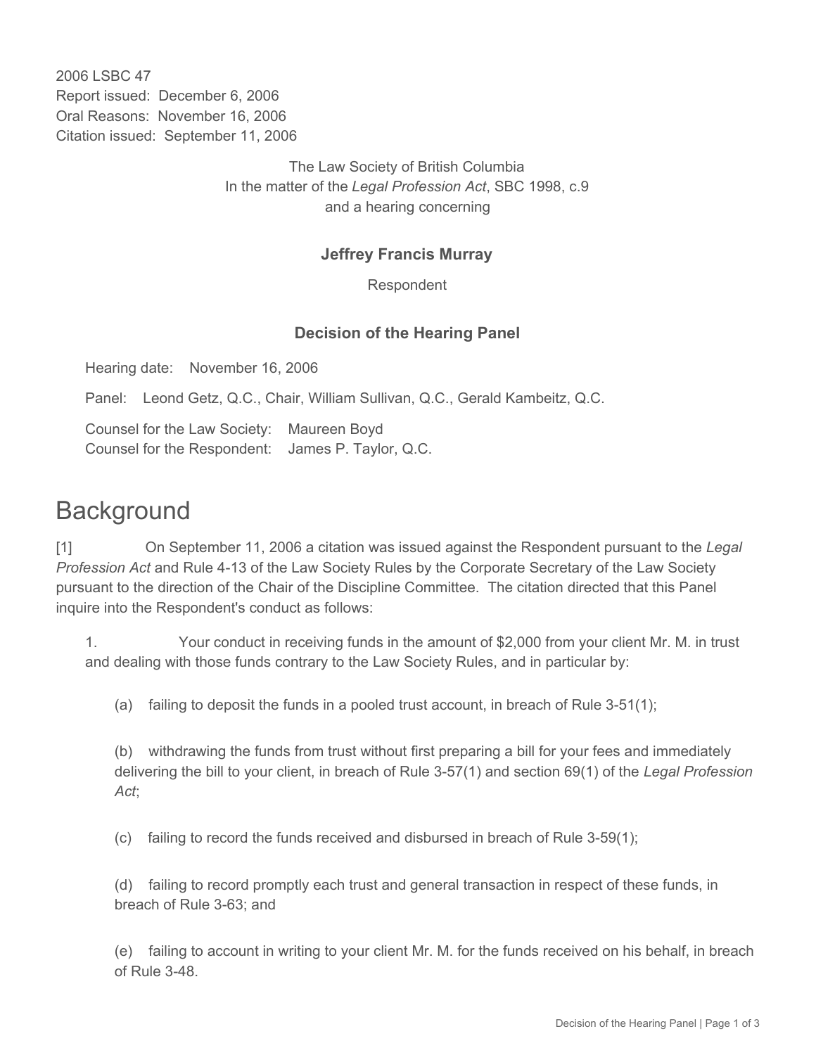2006 LSBC 47
Report issued: December 6, 2006
Oral Reasons: November 16, 2006
Citation issued: September 11, 2006

The Law Society of British Columbia
In the matter of the *Legal Profession Act*, SBC 1998, c.9
and a hearing concerning

**Jeffrey Francis Murray**

Respondent

**Decision of the Hearing Panel**

Hearing date: November 16, 2006

Panel: Leond Getz, Q.C., Chair, William Sullivan, Q.C., Gerald Kambeitz, Q.C.

Counsel for the Law Society: Maureen Boyd
Counsel for the Respondent: James P. Taylor, Q.C.

# Background

[1] On September 11, 2006 a citation was issued against the Respondent pursuant to the *Legal Profession Act* and Rule 4-13 of the Law Society Rules by the Corporate Secretary of the Law Society pursuant to the direction of the Chair of the Discipline Committee. The citation directed that this Panel inquire into the Respondent's conduct as follows:

1. Your conduct in receiving funds in the amount of $2,000 from your client Mr. M. in trust and dealing with those funds contrary to the Law Society Rules, and in particular by:

   (a) failing to deposit the funds in a pooled trust account, in breach of Rule 3-51(1);

   (b) withdrawing the funds from trust without first preparing a bill for your fees and immediately delivering the bill to your client, in breach of Rule 3-57(1) and section 69(1) of the *Legal Profession Act*;

   (c) failing to record the funds received and disbursed in breach of Rule 3-59(1);

   (d) failing to record promptly each trust and general transaction in respect of these funds, in breach of Rule 3-63; and

   (e) failing to account in writing to your client Mr. M. for the funds received on his behalf, in breach of Rule 3-48.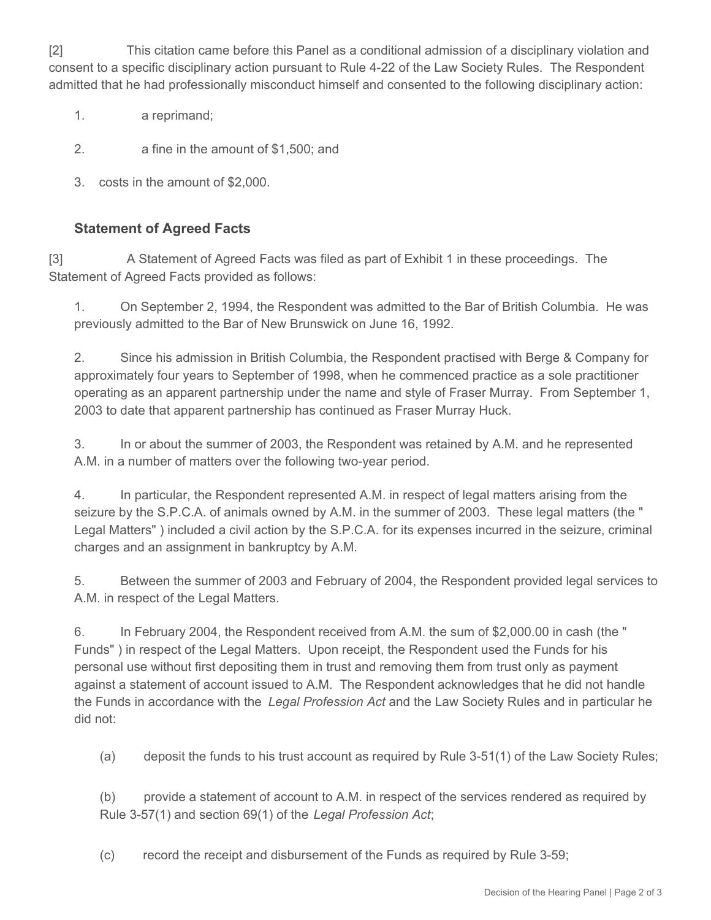[2] This citation came before this Panel as a conditional admission of a disciplinary violation and consent to a specific disciplinary action pursuant to Rule 4-22 of the Law Society Rules. The Respondent admitted that he had professionally misconduct himself and consented to the following disciplinary action:

1. a reprimand;

2. a fine in the amount of $1,500; and

3. costs in the amount of $2,000.

### Statement of Agreed Facts

[3] A Statement of Agreed Facts was filed as part of Exhibit 1 in these proceedings. The Statement of Agreed Facts provided as follows:

1. On September 2, 1994, the Respondent was admitted to the Bar of British Columbia. He was previously admitted to the Bar of New Brunswick on June 16, 1992.

2. Since his admission in British Columbia, the Respondent practised with Berge & Company for approximately four years to September of 1998, when he commenced practice as a sole practitioner operating as an apparent partnership under the name and style of Fraser Murray. From September 1, 2003 to date that apparent partnership has continued as Fraser Murray Huck.

3. In or about the summer of 2003, the Respondent was retained by A.M. and he represented A.M. in a number of matters over the following two-year period.

4. In particular, the Respondent represented A.M. in respect of legal matters arising from the seizure by the S.P.C.A. of animals owned by A.M. in the summer of 2003. These legal matters (the " Legal Matters" ) included a civil action by the S.P.C.A. for its expenses incurred in the seizure, criminal charges and an assignment in bankruptcy by A.M.

5. Between the summer of 2003 and February of 2004, the Respondent provided legal services to A.M. in respect of the Legal Matters.

6. In February 2004, the Respondent received from A.M. the sum of $2,000.00 in cash (the " Funds" ) in respect of the Legal Matters. Upon receipt, the Respondent used the Funds for his personal use without first depositing them in trust and removing them from trust only as payment against a statement of account issued to A.M. The Respondent acknowledges that he did not handle the Funds in accordance with the *Legal Profession Act* and the Law Society Rules and in particular he did not:

(a) deposit the funds to his trust account as required by Rule 3-51(1) of the Law Society Rules;

(b) provide a statement of account to A.M. in respect of the services rendered as required by Rule 3-57(1) and section 69(1) of the *Legal Profession Act*;

(c) record the receipt and disbursement of the Funds as required by Rule 3-59;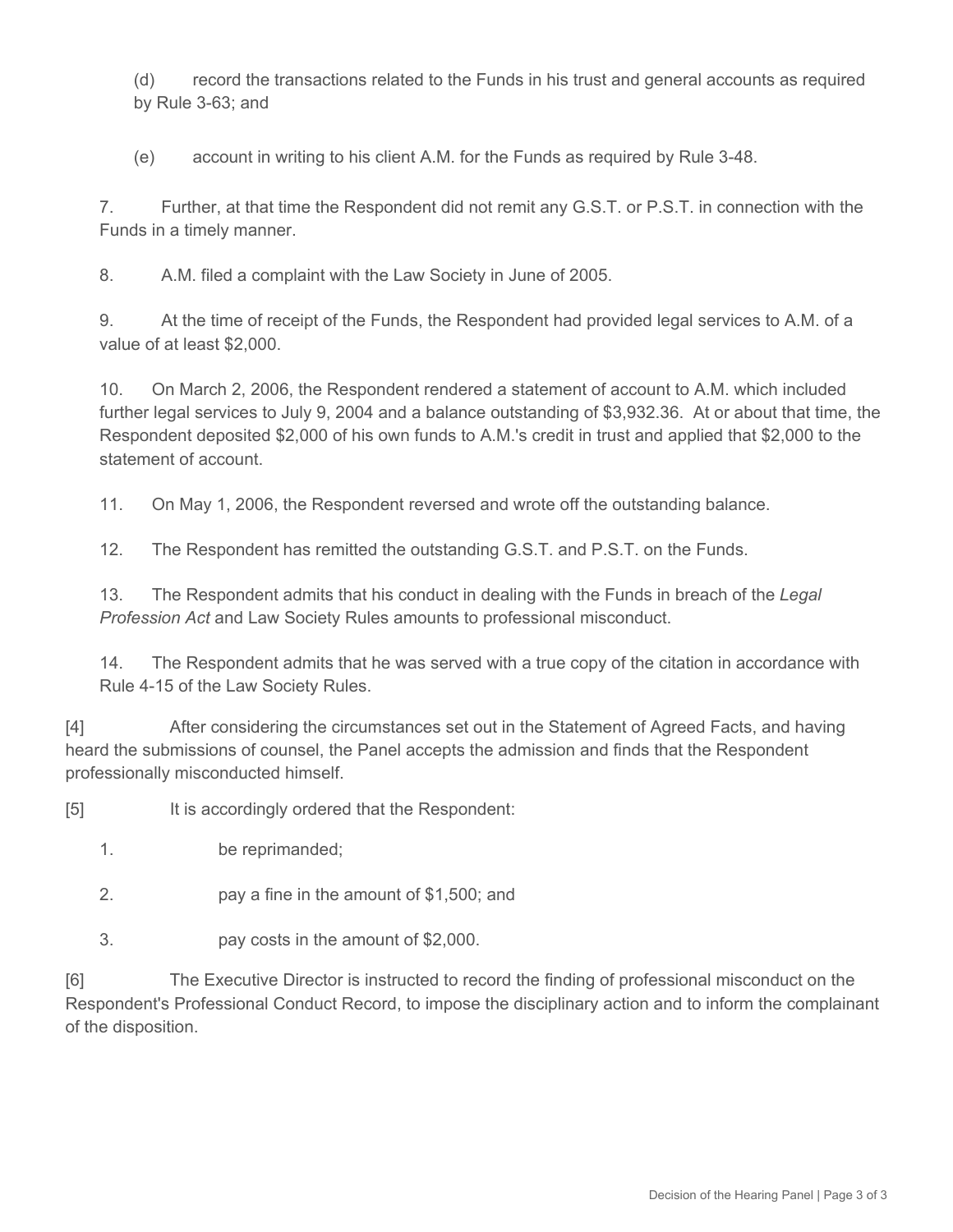(d) record the transactions related to the Funds in his trust and general accounts as required by Rule 3-63; and

(e) account in writing to his client A.M. for the Funds as required by Rule 3-48.

7. Further, at that time the Respondent did not remit any G.S.T. or P.S.T. in connection with the Funds in a timely manner.

8. A.M. filed a complaint with the Law Society in June of 2005.

9. At the time of receipt of the Funds, the Respondent had provided legal services to A.M. of a value of at least $2,000.

10. On March 2, 2006, the Respondent rendered a statement of account to A.M. which included further legal services to July 9, 2004 and a balance outstanding of $3,932.36. At or about that time, the Respondent deposited $2,000 of his own funds to A.M.'s credit in trust and applied that $2,000 to the statement of account.

11. On May 1, 2006, the Respondent reversed and wrote off the outstanding balance.

12. The Respondent has remitted the outstanding G.S.T. and P.S.T. on the Funds.

13. The Respondent admits that his conduct in dealing with the Funds in breach of the *Legal Profession Act* and Law Society Rules amounts to professional misconduct.

14. The Respondent admits that he was served with a true copy of the citation in accordance with Rule 4-15 of the Law Society Rules.

[4] After considering the circumstances set out in the Statement of Agreed Facts, and having heard the submissions of counsel, the Panel accepts the admission and finds that the Respondent professionally misconducted himself.

[5] It is accordingly ordered that the Respondent:

1. be reprimanded;

2. pay a fine in the amount of $1,500; and

3. pay costs in the amount of $2,000.

[6] The Executive Director is instructed to record the finding of professional misconduct on the Respondent's Professional Conduct Record, to impose the disciplinary action and to inform the complainant of the disposition.